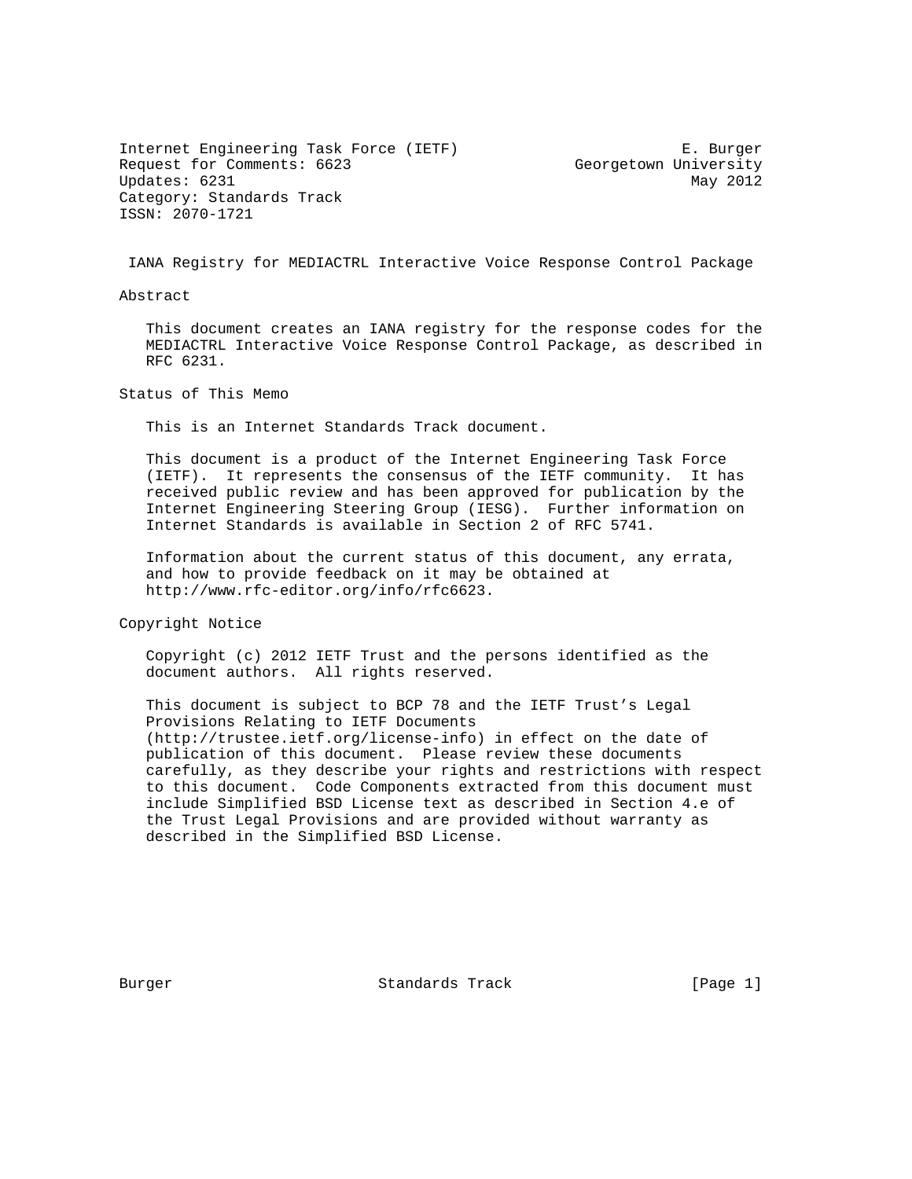Internet Engineering Task Force (IETF) E. Burger
Request for Comments: 6623 Georgetown University
Updates: 6231 May 2012
Category: Standards Track
ISSN: 2070-1721

# IANA Registry for MEDIACTRL Interactive Voice Response Control Package

## Abstract

This document creates an IANA registry for the response codes for the MEDIACTRL Interactive Voice Response Control Package, as described in RFC 6231.

## Status of This Memo

This is an Internet Standards Track document.

This document is a product of the Internet Engineering Task Force (IETF). It represents the consensus of the IETF community. It has received public review and has been approved for publication by the Internet Engineering Steering Group (IESG). Further information on Internet Standards is available in Section 2 of RFC 5741.

Information about the current status of this document, any errata, and how to provide feedback on it may be obtained at http://www.rfc-editor.org/info/rfc6623.

## Copyright Notice

Copyright (c) 2012 IETF Trust and the persons identified as the document authors. All rights reserved.

This document is subject to BCP 78 and the IETF Trust's Legal Provisions Relating to IETF Documents (http://trustee.ietf.org/license-info) in effect on the date of publication of this document. Please review these documents carefully, as they describe your rights and restrictions with respect to this document. Code Components extracted from this document must include Simplified BSD License text as described in Section 4.e of the Trust Legal Provisions and are provided without warranty as described in the Simplified BSD License.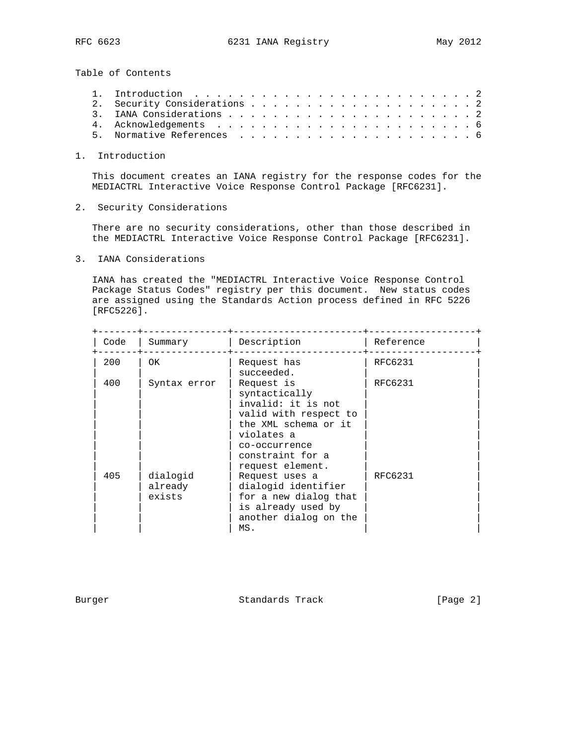Table of Contents

1. Introduction . . . . . . . . . . . . . . . . . . . . . . . . . . 2
2. Security Considerations . . . . . . . . . . . . . . . . . . . . . 2
3. IANA Considerations . . . . . . . . . . . . . . . . . . . . . . . 2
4. Acknowledgements . . . . . . . . . . . . . . . . . . . . . . . . 6
5. Normative References . . . . . . . . . . . . . . . . . . . . . . 6

## 1. Introduction

This document creates an IANA registry for the response codes for the MEDIACTRL Interactive Voice Response Control Package [RFC6231].

## 2. Security Considerations

There are no security considerations, other than those described in the MEDIACTRL Interactive Voice Response Control Package [RFC6231].

## 3. IANA Considerations

IANA has created the "MEDIACTRL Interactive Voice Response Control Package Status Codes" registry per this document. New status codes are assigned using the Standards Action process defined in RFC 5226 [RFC5226].

| Code | Summary | Description | Reference |
|---|---|---|---|
| 200 | OK | Request has succeeded. | RFC6231 |
| 400 | Syntax error | Request is syntactically invalid: it is not valid with respect to the XML schema or it violates a co-occurrence constraint for a request element. | RFC6231 |
| 405 | dialogid already exists | Request uses a dialogid identifier for a new dialog that is already used by another dialog on the MS. | RFC6231 |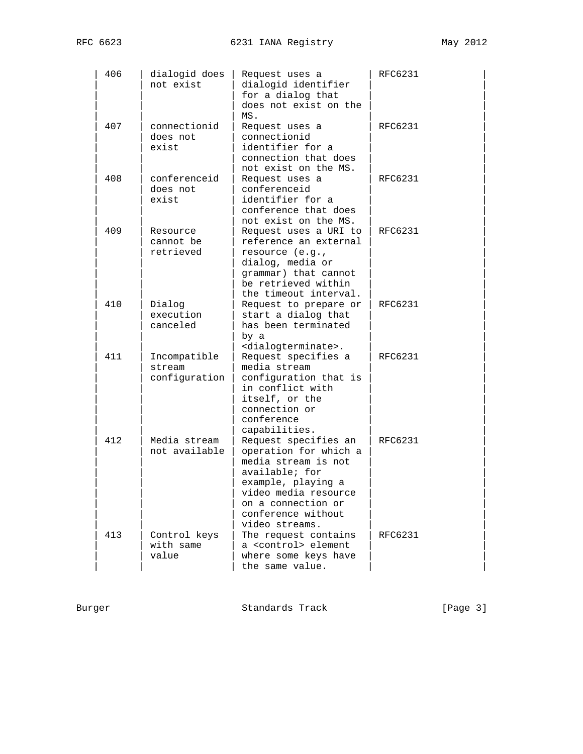| 406 | dialogid does not exist | Request uses a dialogid identifier for a dialog that does not exist on the MS. | RFC6231 |
|---|---|---|---|
| 407 | connectionid does not exist | Request uses a connectionid identifier for a connection that does not exist on the MS. | RFC6231 |
| 408 | conferenceid does not exist | Request uses a conferenceid identifier for a conference that does not exist on the MS. | RFC6231 |
| 409 | Resource cannot be retrieved | Request uses a URI to reference an external resource (e.g., dialog, media or grammar) that cannot be retrieved within the timeout interval. | RFC6231 |
| 410 | Dialog execution canceled | Request to prepare or start a dialog that has been terminated by a <dialogterminate>. | RFC6231 |
| 411 | Incompatible stream configuration | Request specifies a media stream configuration that is in conflict with itself, or the connection or conference capabilities. | RFC6231 |
| 412 | Media stream not available | Request specifies an operation for which a media stream is not available; for example, playing a video media resource on a connection or conference without video streams. | RFC6231 |
| 413 | Control keys with same value | The request contains a <control> element where some keys have the same value. | RFC6231 |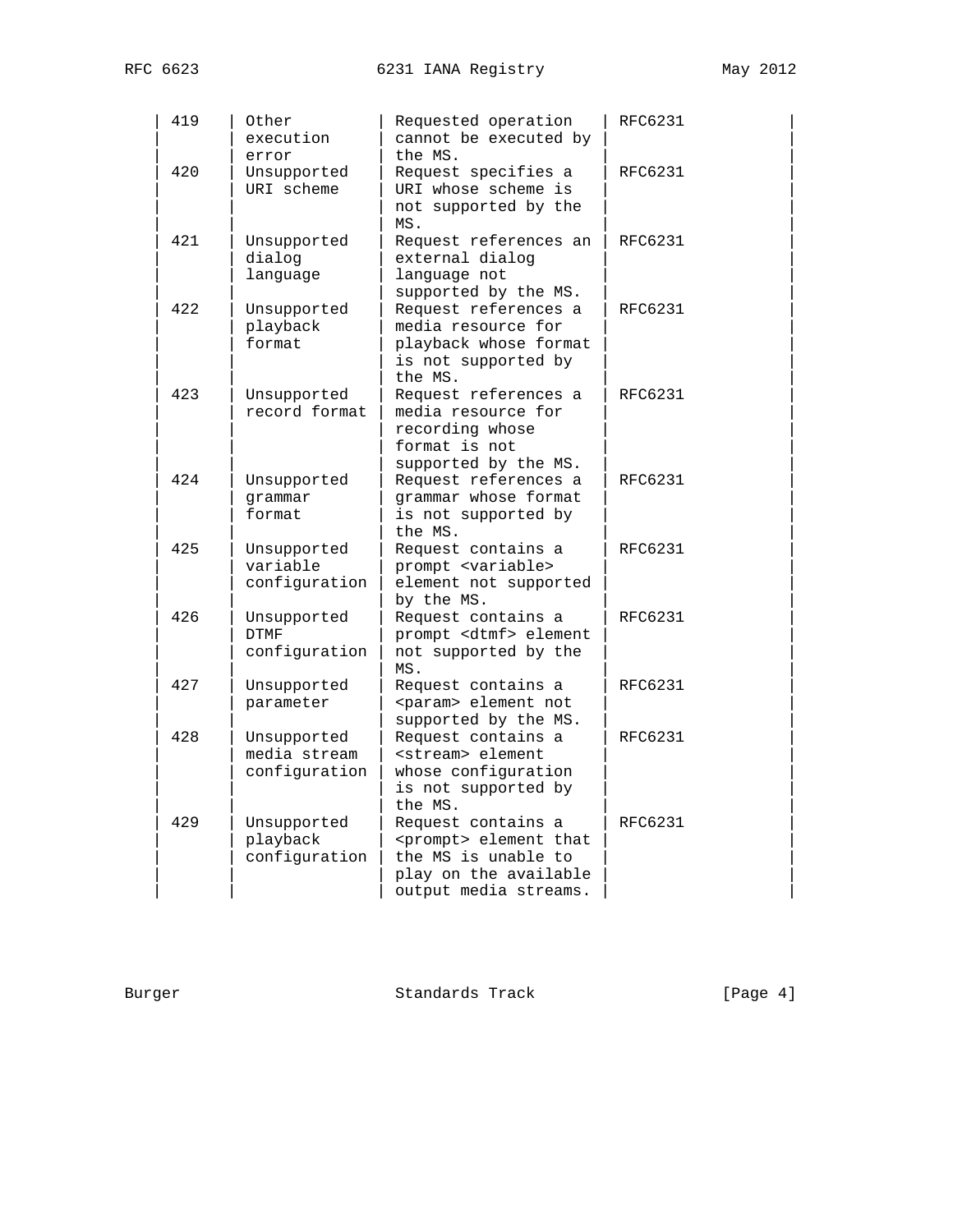| Code | Summary | Description | Reference | |
|---|---|---|---|---|
| 419 | Other execution error | Requested operation cannot be executed by the MS. | RFC6231 | |
| 420 | Unsupported URI scheme | Request specifies a URI whose scheme is not supported by the MS. | RFC6231 | |
| 421 | Unsupported dialog language | Request references an external dialog language not supported by the MS. | RFC6231 | |
| 422 | Unsupported playback format | Request references a media resource for playback whose format is not supported by the MS. | RFC6231 | |
| 423 | Unsupported record format | Request references a media resource for recording whose format is not supported by the MS. | RFC6231 | |
| 424 | Unsupported grammar format | Request references a grammar whose format is not supported by the MS. | RFC6231 | |
| 425 | Unsupported variable configuration | Request contains a prompt <variable> element not supported by the MS. | RFC6231 | |
| 426 | Unsupported DTMF configuration | Request contains a prompt <dtmf> element not supported by the MS. | RFC6231 | |
| 427 | Unsupported parameter | Request contains a <param> element not supported by the MS. | RFC6231 | |
| 428 | Unsupported media stream configuration | Request contains a <stream> element whose configuration is not supported by the MS. | RFC6231 | |
| 429 | Unsupported playback configuration | Request contains a <prompt> element that the MS is unable to play on the available output media streams. | RFC6231 | |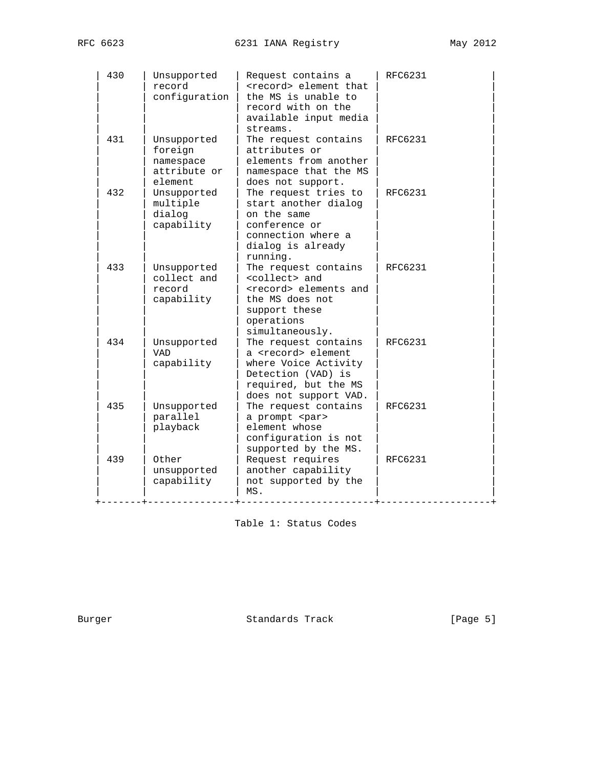| | | | |
|---|---|---|---|
| 430 | Unsupported record configuration | Request contains a <record> element that the MS is unable to record with on the available input media streams. | RFC6231 |
| 431 | Unsupported foreign namespace attribute or element | The request contains attributes or elements from another namespace that the MS does not support. | RFC6231 |
| 432 | Unsupported multiple dialog capability | The request tries to start another dialog on the same conference or connection where a dialog is already running. | RFC6231 |
| 433 | Unsupported collect and record capability | The request contains <collect> and <record> elements and the MS does not support these operations simultaneously. | RFC6231 |
| 434 | Unsupported VAD capability | The request contains a <record> element where Voice Activity Detection (VAD) is required, but the MS does not support VAD. | RFC6231 |
| 435 | Unsupported parallel playback | The request contains a prompt <par> element whose configuration is not supported by the MS. | RFC6231 |
| 439 | Other unsupported capability | Request requires another capability not supported by the MS. | RFC6231 |

Table 1: Status Codes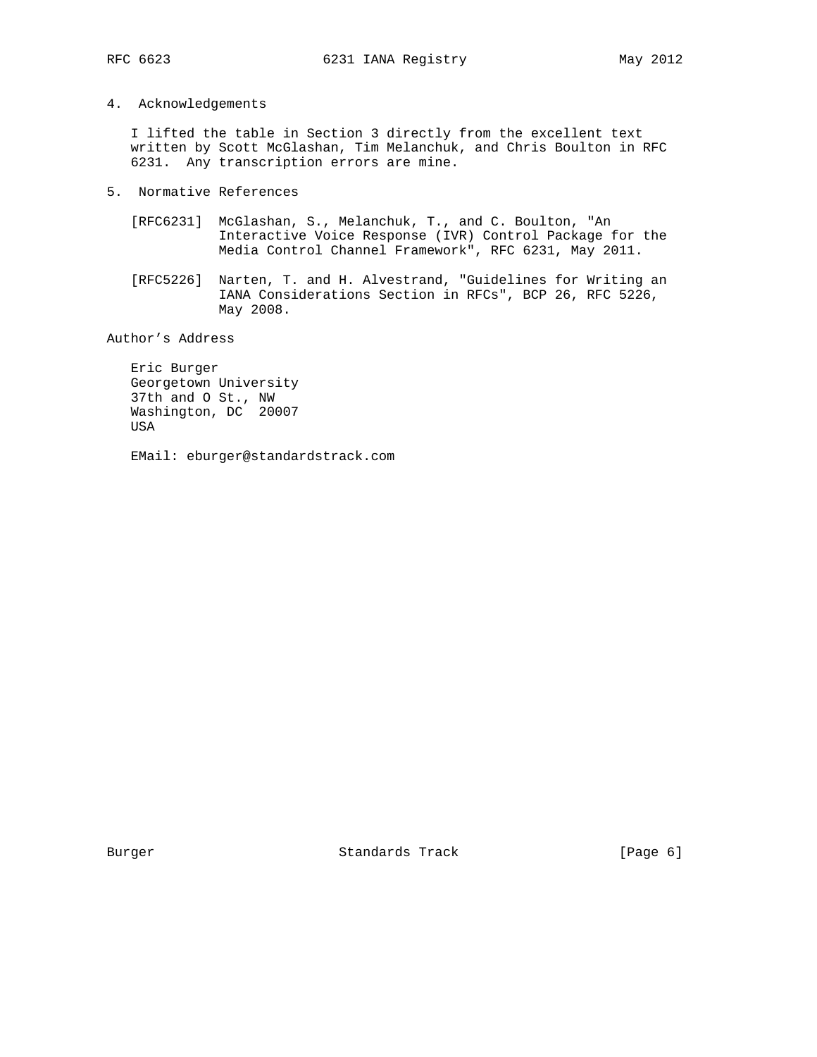## 4. Acknowledgements

I lifted the table in Section 3 directly from the excellent text written by Scott McGlashan, Tim Melanchuk, and Chris Boulton in RFC 6231. Any transcription errors are mine.

## 5. Normative References

[RFC6231] McGlashan, S., Melanchuk, T., and C. Boulton, "An Interactive Voice Response (IVR) Control Package for the Media Control Channel Framework", RFC 6231, May 2011.

[RFC5226] Narten, T. and H. Alvestrand, "Guidelines for Writing an IANA Considerations Section in RFCs", BCP 26, RFC 5226, May 2008.

## Author's Address

Eric Burger
Georgetown University
37th and O St., NW
Washington, DC 20007
USA

EMail: eburger@standardstrack.com